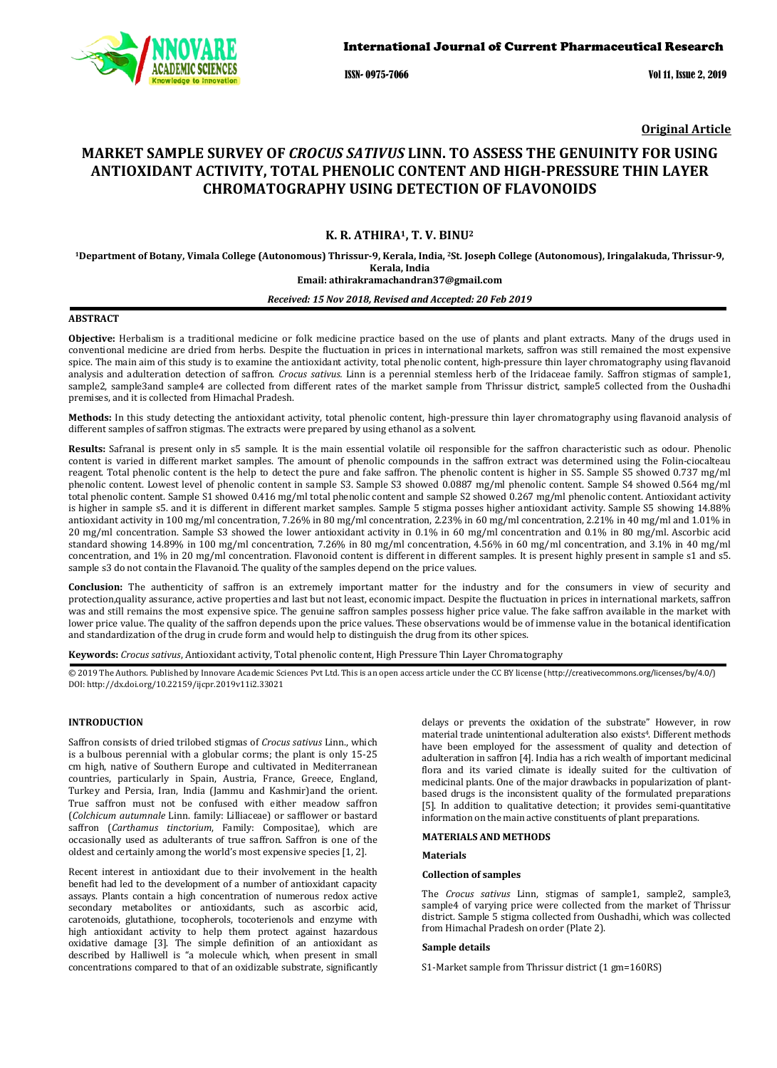Original Article

# MARKET SAMPLE SURVEY OF *CROCUS SATIVUS* LINN. TO ASSESS THE GENUINITY FOR USING ANTIOXIDANT ACTIVITY, TOTAL PHENOLIC CONTENT AND HIGH-PRESSURE THIN LAYER CHROMATOGRAPHY USING DETECTION OF FLAVONOIDS

**K. R. ATHIRA[1], T. V. BINU[2]**

[1]Department of Botany, Vimala College (Autonomous) Thrissur-9, Kerala, India, [2]St. Joseph College (Autonomous), Iringalakuda, Thrissur-9, Kerala, India
Email: athirakramachandran37@gmail.com

*Received: 15 Nov 2018, Revised and Accepted: 20 Feb 2019*

## ABSTRACT

**Objective:** Herbalism is a traditional medicine or folk medicine practice based on the use of plants and plant extracts. Many of the drugs used in conventional medicine are dried from herbs. Despite the fluctuation in prices in international markets, saffron was still remained the most expensive spice. The main aim of this study is to examine the antioxidant activity, total phenolic content, high-pressure thin layer chromatography using flavanoid analysis and adulteration detection of saffron. *Crocus sativus.* Linn is a perennial stemless herb of the Iridaceae family. Saffron stigmas of sample1, sample2, sample3and sample4 are collected from different rates of the market sample from Thrissur district, sample5 collected from the Oushadhi premises, and it is collected from Himachal Pradesh.

**Methods:** In this study detecting the antioxidant activity, total phenolic content, high-pressure thin layer chromatography using flavanoid analysis of different samples of saffron stigmas. The extracts were prepared by using ethanol as a solvent.

**Results:** Safranal is present only in s5 sample. It is the main essential volatile oil responsible for the saffron characteristic such as odour. Phenolic content is varied in different market samples. The amount of phenolic compounds in the saffron extract was determined using the Folin-ciocalteau reagent. Total phenolic content is the help to detect the pure and fake saffron. The phenolic content is higher in S5. Sample S5 showed 0.737 mg/ml phenolic content. Lowest level of phenolic content in sample S3. Sample S3 showed 0.0887 mg/ml phenolic content. Sample S4 showed 0.564 mg/ml total phenolic content. Sample S1 showed 0.416 mg/ml total phenolic content and sample S2 showed 0.267 mg/ml phenolic content. Antioxidant activity is higher in sample s5. and it is different in different market samples. Sample 5 stigma posses higher antioxidant activity. Sample S5 showing 14.88% antioxidant activity in 100 mg/ml concentration, 7.26% in 80 mg/ml concentration, 2.23% in 60 mg/ml concentration, 2.21% in 40 mg/ml and 1.01% in 20 mg/ml concentration. Sample S3 showed the lower antioxidant activity in 0.1% in 60 mg/ml concentration and 0.1% in 80 mg/ml. Ascorbic acid standard showing 14.89% in 100 mg/ml concentration, 7.26% in 80 mg/ml concentration, 4.56% in 60 mg/ml concentration, and 3.1% in 40 mg/ml concentration, and 1% in 20 mg/ml concentration. Flavonoid content is different in different samples. It is present highly present in sample s1 and s5. sample s3 do not contain the Flavanoid. The quality of the samples depend on the price values.

**Conclusion:** The authenticity of saffron is an extremely important matter for the industry and for the consumers in view of security and protection,quality assurance, active properties and last but not least, economic impact. Despite the fluctuation in prices in international markets, saffron was and still remains the most expensive spice. The genuine saffron samples possess higher price value. The fake saffron available in the market with lower price value. The quality of the saffron depends upon the price values. These observations would be of immense value in the botanical identification and standardization of the drug in crude form and would help to distinguish the drug from its other spices.

**Keywords:** *Crocus sativus*, Antioxidant activity, Total phenolic content, High Pressure Thin Layer Chromatography

© 2019 The Authors. Published by Innovare Academic Sciences Pvt Ltd. This is an open access article under the CC BY license (http://creativecommons.org/licenses/by/4.0/)
DOI: http://dx.doi.org/10.22159/ijcpr.2019v11i2.33021

## INTRODUCTION

Saffron consists of dried trilobed stigmas of *Crocus sativus* Linn., which is a bulbous perennial with a globular corms; the plant is only 15-25 cm high, native of Southern Europe and cultivated in Mediterranean countries, particularly in Spain, Austria, France, Greece, England, Turkey and Persia, Iran, India (Jammu and Kashmir)and the orient. True saffron must not be confused with either meadow saffron (*Colchicum autumnale* Linn. family: Lilliaceae) or safflower or bastard saffron (*Carthamus tinctorium*, Family: Compositae), which are occasionally used as adulterants of true saffron. Saffron is one of the oldest and certainly among the world's most expensive species [1, 2].

Recent interest in antioxidant due to their involvement in the health benefit had led to the development of a number of antioxidant capacity assays. Plants contain a high concentration of numerous redox active secondary metabolites or antioxidants, such as ascorbic acid, carotenoids, glutathione, tocopherols, tocoterienols and enzyme with high antioxidant activity to help them protect against hazardous oxidative damage [3]. The simple definition of an antioxidant as described by Halliwell is "a molecule which, when present in small concentrations compared to that of an oxidizable substrate, significantly delays or prevents the oxidation of the substrate" However, in row material trade unintentional adulteration also exists[4]. Different methods have been employed for the assessment of quality and detection of adulteration in saffron [4]. India has a rich wealth of important medicinal flora and its varied climate is ideally suited for the cultivation of medicinal plants. One of the major drawbacks in popularization of plant-based drugs is the inconsistent quality of the formulated preparations [5]. In addition to qualitative detection; it provides semi-quantitative information on the main active constituents of plant preparations.

## MATERIALS AND METHODS

### Materials

#### Collection of samples

The *Crocus sativus* Linn, stigmas of sample1, sample2, sample3, sample4 of varying price were collected from the market of Thrissur district. Sample 5 stigma collected from Oushadhi, which was collected from Himachal Pradesh on order (Plate 2).

#### Sample details

S1-Market sample from Thrissur district (1 gm=160RS)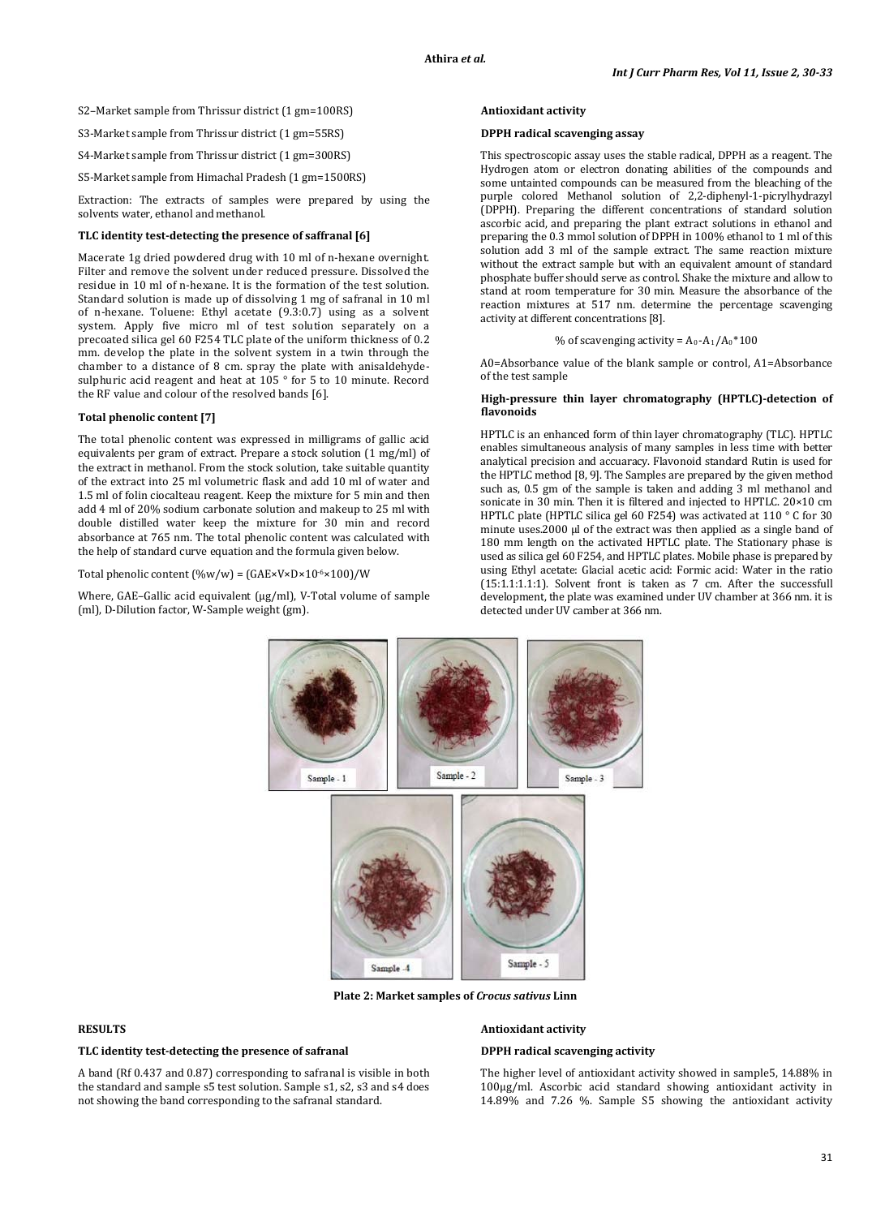S2–Market sample from Thrissur district (1 gm=100RS)

S3-Market sample from Thrissur district (1 gm=55RS)

S4-Market sample from Thrissur district (1 gm=300RS)

S5-Market sample from Himachal Pradesh (1 gm=1500RS)

Extraction: The extracts of samples were prepared by using the solvents water, ethanol and methanol.

### TLC identity test-detecting the presence of saffranal [6]

Macerate 1g dried powdered drug with 10 ml of n-hexane overnight. Filter and remove the solvent under reduced pressure. Dissolved the residue in 10 ml of n-hexane. It is the formation of the test solution. Standard solution is made up of dissolving 1 mg of safranal in 10 ml of n-hexane. Toluene: Ethyl acetate (9.3:0.7) using as a solvent system. Apply five micro ml of test solution separately on a precoated silica gel 60 F254 TLC plate of the uniform thickness of 0.2 mm. develop the plate in the solvent system in a twin through the chamber to a distance of 8 cm. spray the plate with anisaldehyde-sulphuric acid reagent and heat at 105 ° for 5 to 10 minute. Record the RF value and colour of the resolved bands [6].

### Total phenolic content [7]

The total phenolic content was expressed in milligrams of gallic acid equivalents per gram of extract. Prepare a stock solution (1 mg/ml) of the extract in methanol. From the stock solution, take suitable quantity of the extract into 25 ml volumetric flask and add 10 ml of water and 1.5 ml of folin ciocalteau reagent. Keep the mixture for 5 min and then add 4 ml of 20% sodium carbonate solution and makeup to 25 ml with double distilled water keep the mixture for 30 min and record absorbance at 765 nm. The total phenolic content was calculated with the help of standard curve equation and the formula given below.

Total phenolic content (%w/w) = $(GAE \times V \times D \times 10^{-6} \times 100)/W$

Where, GAE–Gallic acid equivalent (μg/ml), V-Total volume of sample (ml), D-Dilution factor, W-Sample weight (gm).

### Antioxidant activity

### DPPH radical scavenging assay

This spectroscopic assay uses the stable radical, DPPH as a reagent. The Hydrogen atom or electron donating abilities of the compounds and some untainted compounds can be measured from the bleaching of the purple colored Methanol solution of 2,2-diphenyl-1-picrylhydrazyl (DPPH). Preparing the different concentrations of standard solution ascorbic acid, and preparing the plant extract solutions in ethanol and preparing the 0.3 mmol solution of DPPH in 100% ethanol to 1 ml of this solution add 3 ml of the sample extract. The same reaction mixture without the extract sample but with an equivalent amount of standard phosphate buffer should serve as control. Shake the mixture and allow to stand at room temperature for 30 min. Measure the absorbance of the reaction mixtures at 517 nm. determine the percentage scavenging activity at different concentrations [8].

$$\% \text{ of scavenging activity} = A_0 - A_1/A_0 * 100$$

A0=Absorbance value of the blank sample or control, A1=Absorbance of the test sample

### High-pressure thin layer chromatography (HPTLC)-detection of flavonoids

HPTLC is an enhanced form of thin layer chromatography (TLC). HPTLC enables simultaneous analysis of many samples in less time with better analytical precision and accuaracy. Flavonoid standard Rutin is used for the HPTLC method [8, 9]. The Samples are prepared by the given method such as, 0.5 gm of the sample is taken and adding 3 ml methanol and sonicate in 30 min. Then it is filtered and injected to HPTLC. 20×10 cm HPTLC plate (HPTLC silica gel 60 F254) was activated at 110 ° C for 30 minute uses.2000 μl of the extract was then applied as a single band of 180 mm length on the activated HPTLC plate. The Stationary phase is used as silica gel 60 F254, and HPTLC plates. Mobile phase is prepared by using Ethyl acetate: Glacial acetic acid: Formic acid: Water in the ratio (15:1.1:1.1:1). Solvent front is taken as 7 cm. After the successfull development, the plate was examined under UV chamber at 366 nm. it is detected under UV camber at 366 nm.

**Plate 2: Market samples of *Crocus sativus* Linn**

## RESULTS

### TLC identity test-detecting the presence of safranal

A band (Rf 0.437 and 0.87) corresponding to safranal is visible in both the standard and sample s5 test solution. Sample s1, s2, s3 and s4 does not showing the band corresponding to the safranal standard.

### Antioxidant activity

### DPPH radical scavenging activity

The higher level of antioxidant activity showed in sample5, 14.88% in 100μg/ml. Ascorbic acid standard showing antioxidant activity in 14.89% and 7.26 %. Sample S5 showing the antioxidant activity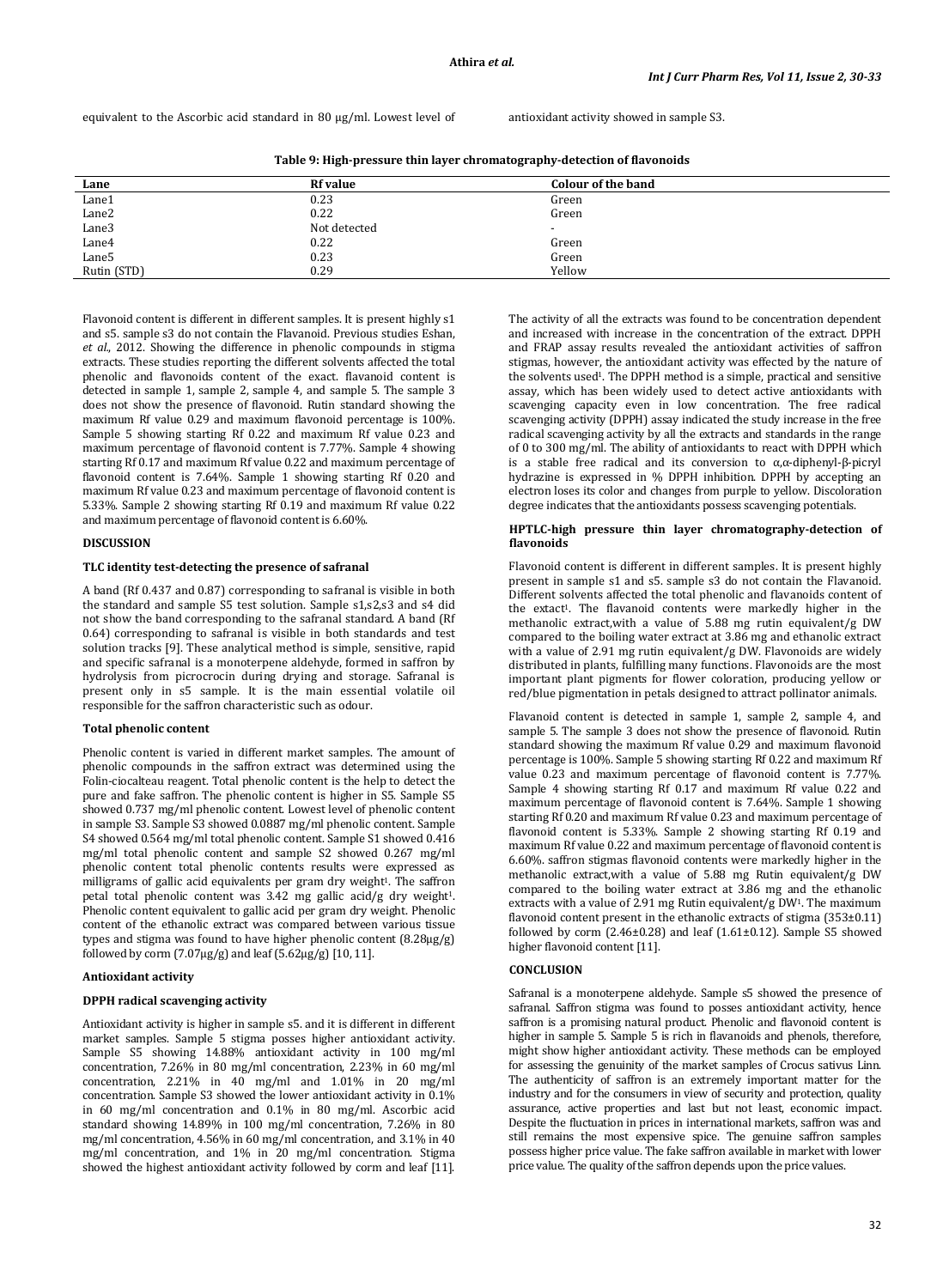equivalent to the Ascorbic acid standard in 80 µg/ml. Lowest level of antioxidant activity showed in sample S3.

**Table 9: High-pressure thin layer chromatography-detection of flavonoids**

| Lane | Rf value | Colour of the band |
|---|---|---|
| Lane1 | 0.23 | Green |
| Lane2 | 0.22 | Green |
| Lane3 | Not detected | - |
| Lane4 | 0.22 | Green |
| Lane5 | 0.23 | Green |
| Rutin (STD) | 0.29 | Yellow |

Flavonoid content is different in different samples. It is present highly s1 and s5. sample s3 do not contain the Flavanoid. Previous studies Eshan, *et al.*, 2012. Showing the difference in phenolic compounds in stigma extracts. These studies reporting the different solvents affected the total phenolic and flavonoids content of the exact. flavanoid content is detected in sample 1, sample 2, sample 4, and sample 5. The sample 3 does not show the presence of flavonoid. Rutin standard showing the maximum Rf value 0.29 and maximum flavonoid percentage is 100%. Sample 5 showing starting Rf 0.22 and maximum Rf value 0.23 and maximum percentage of flavonoid content is 7.77%. Sample 4 showing starting Rf 0.17 and maximum Rf value 0.22 and maximum percentage of flavonoid content is 7.64%. Sample 1 showing starting Rf 0.20 and maximum Rf value 0.23 and maximum percentage of flavonoid content is 5.33%. Sample 2 showing starting Rf 0.19 and maximum Rf value 0.22 and maximum percentage of flavonoid content is 6.60%.

## DISCUSSION

### TLC identity test-detecting the presence of safranal

A band (Rf 0.437 and 0.87) corresponding to safranal is visible in both the standard and sample S5 test solution. Sample s1,s2,s3 and s4 did not show the band corresponding to the safranal standard. A band (Rf 0.64) corresponding to safranal is visible in both standards and test solution tracks [9]. These analytical method is simple, sensitive, rapid and specific safranal is a monoterpene aldehyde, formed in saffron by hydrolysis from picrocrocin during drying and storage. Safranal is present only in s5 sample. It is the main essential volatile oil responsible for the saffron characteristic such as odour.

### Total phenolic content

Phenolic content is varied in different market samples. The amount of phenolic compounds in the saffron extract was determined using the Folin-ciocalteau reagent. Total phenolic content is the help to detect the pure and fake saffron. The phenolic content is higher in S5. Sample S5 showed 0.737 mg/ml phenolic content. Lowest level of phenolic content in sample S3. Sample S3 showed 0.0887 mg/ml phenolic content. Sample S4 showed 0.564 mg/ml total phenolic content. Sample S1 showed 0.416 mg/ml total phenolic content and sample S2 showed 0.267 mg/ml phenolic content total phenolic contents results were expressed as milligrams of gallic acid equivalents per gram dry weight[1]. The saffron petal total phenolic content was 3.42 mg gallic acid/g dry weight[1]. Phenolic content equivalent to gallic acid per gram dry weight. Phenolic content of the ethanolic extract was compared between various tissue types and stigma was found to have higher phenolic content (8.28µg/g) followed by corm (7.07µg/g) and leaf (5.62µg/g) [10, 11].

### Antioxidant activity

### DPPH radical scavenging activity

Antioxidant activity is higher in sample s5. and it is different in different market samples. Sample 5 stigma posses higher antioxidant activity. Sample S5 showing 14.88% antioxidant activity in 100 mg/ml concentration, 7.26% in 80 mg/ml concentration, 2.23% in 60 mg/ml concentration, 2.21% in 40 mg/ml and 1.01% in 20 mg/ml concentration. Sample S3 showed the lower antioxidant activity in 0.1% in 60 mg/ml concentration and 0.1% in 80 mg/ml. Ascorbic acid standard showing 14.89% in 100 mg/ml concentration, 7.26% in 80 mg/ml concentration, 4.56% in 60 mg/ml concentration, and 3.1% in 40 mg/ml concentration, and 1% in 20 mg/ml concentration. Stigma showed the highest antioxidant activity followed by corm and leaf [11].

The activity of all the extracts was found to be concentration dependent and increased with increase in the concentration of the extract. DPPH and FRAP assay results revealed the antioxidant activities of saffron stigmas, however, the antioxidant activity was effected by the nature of the solvents used[1]. The DPPH method is a simple, practical and sensitive assay, which has been widely used to detect active antioxidants with scavenging capacity even in low concentration. The free radical scavenging activity (DPPH) assay indicated the study increase in the free radical scavenging activity by all the extracts and standards in the range of 0 to 300 mg/ml. The ability of antioxidants to react with DPPH which is a stable free radical and its conversion to α,α-diphenyl-β-picryl hydrazine is expressed in % DPPH inhibition. DPPH by accepting an electron loses its color and changes from purple to yellow. Discoloration degree indicates that the antioxidants possess scavenging potentials.

### HPTLC-high pressure thin layer chromatography-detection of flavonoids

Flavonoid content is different in different samples. It is present highly present in sample s1 and s5. sample s3 do not contain the Flavanoid. Different solvents affected the total phenolic and flavanoids content of the extact[1]. The flavanoid contents were markedly higher in the methanolic extract,with a value of 5.88 mg rutin equivalent/g DW compared to the boiling water extract at 3.86 mg and ethanolic extract with a value of 2.91 mg rutin equivalent/g DW. Flavonoids are widely distributed in plants, fulfilling many functions. Flavonoids are the most important plant pigments for flower coloration, producing yellow or red/blue pigmentation in petals designed to attract pollinator animals.

Flavanoid content is detected in sample 1, sample 2, sample 4, and sample 5. The sample 3 does not show the presence of flavonoid. Rutin standard showing the maximum Rf value 0.29 and maximum flavonoid percentage is 100%. Sample 5 showing starting Rf 0.22 and maximum Rf value 0.23 and maximum percentage of flavonoid content is 7.77%. Sample 4 showing starting Rf 0.17 and maximum Rf value 0.22 and maximum percentage of flavonoid content is 7.64%. Sample 1 showing starting Rf 0.20 and maximum Rf value 0.23 and maximum percentage of flavonoid content is 5.33%. Sample 2 showing starting Rf 0.19 and maximum Rf value 0.22 and maximum percentage of flavonoid content is 6.60%. saffron stigmas flavonoid contents were markedly higher in the methanolic extract,with a value of 5.88 mg Rutin equivalent/g DW compared to the boiling water extract at 3.86 mg and the ethanolic extracts with a value of 2.91 mg Rutin equivalent/g DW[1]. The maximum flavonoid content present in the ethanolic extracts of stigma (353±0.11) followed by corm (2.46±0.28) and leaf (1.61±0.12). Sample S5 showed higher flavonoid content [11].

## CONCLUSION

Safranal is a monoterpene aldehyde. Sample s5 showed the presence of safranal. Saffron stigma was found to posses antioxidant activity, hence saffron is a promising natural product. Phenolic and flavonoid content is higher in sample 5. Sample 5 is rich in flavanoids and phenols, therefore, might show higher antioxidant activity. These methods can be employed for assessing the genuinity of the market samples of Crocus sativus Linn. The authenticity of saffron is an extremely important matter for the industry and for the consumers in view of security and protection, quality assurance, active properties and last but not least, economic impact. Despite the fluctuation in prices in international markets, saffron was and still remains the most expensive spice. The genuine saffron samples possess higher price value. The fake saffron available in market with lower price value. The quality of the saffron depends upon the price values.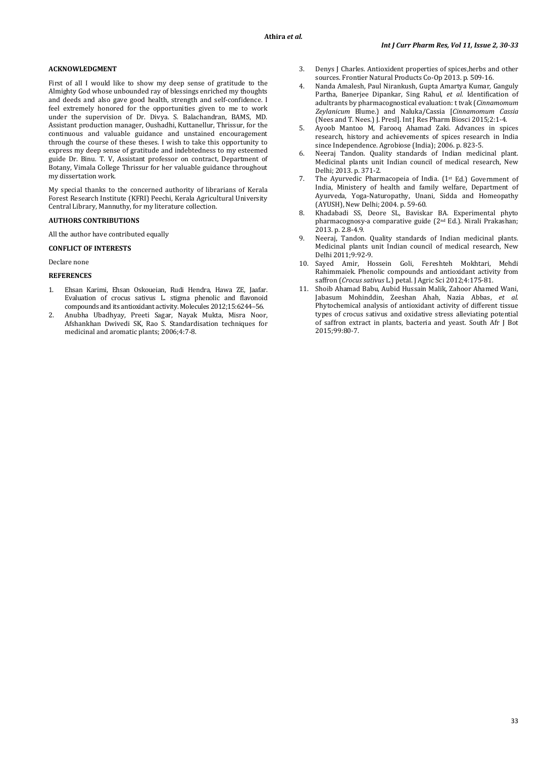## ACKNOWLEDGMENT

First of all I would like to show my deep sense of gratitude to the Almighty God whose unbounded ray of blessings enriched my thoughts and deeds and also gave good health, strength and self-confidence. I feel extremely honored for the opportunities given to me to work under the supervision of Dr. Divya. S. Balachandran, BAMS, MD. Assistant production manager, Oushadhi, Kuttanellur, Thrissur, for the continuous and valuable guidance and unstained encouragement through the course of these theses. I wish to take this opportunity to express my deep sense of gratitude and indebtedness to my esteemed guide Dr. Binu. T. V, Assistant professor on contract, Department of Botany, Vimala College Thrissur for her valuable guidance throughout my dissertation work.

My special thanks to the concerned authority of librarians of Kerala Forest Research Institute (KFRI) Peechi, Kerala Agricultural University Central Library, Mannuthy, for my literature collection.

## AUTHORS CONTRIBUTIONS

All the author have contributed equally

## CONFLICT OF INTERESTS

Declare none

## REFERENCES

1. Ehsan Karimi, Ehsan Oskoueian, Rudi Hendra, Hawa ZE, Jaafar. Evaluation of crocus sativus L. stigma phenolic and flavonoid compounds and its antioxidant activity. Molecules 2012;15:6244–56.
2. Anubha Ubadhyay, Preeti Sagar, Nayak Mukta, Misra Noor, Afshankhan Dwivedi SK, Rao S. Standardisation techniques for medicinal and aromatic plants; 2006;4:7-8.
3. Denys J Charles. Antioxident properties of spices,herbs and other sources. Frontier Natural Products Co-Op 2013. p. 509-16.
4. Nanda Amalesh, Paul Nirankush, Gupta Amartya Kumar, Ganguly Partha, Banerjee Dipankar, Sing Rahul, *et al*. Identification of adultrants by pharmacognostical evaluation: t tvak (*Cinnamomum Zeylanicum* Blume.) and Naluka/Cassia [*Cinnamomum Cassia* (Nees and T. Nees.) J. Presl]. Int J Res Pharm Biosci 2015;2:1-4.
5. Ayoob Mantoo M, Farooq Ahamad Zaki. Advances in spices research, history and achievements of spices research in India since Independence. Agrobiose (India); 2006. p. 823-5.
6. Neeraj Tandon. Quality standards of Indian medicinal plant. Medicinal plants unit Indian council of medical research, New Delhi; 2013. p. 371-2.
7. The Ayurvedic Pharmacopeia of India. (1st Ed.) Government of India, Ministery of health and family welfare, Department of Ayurveda, Yoga-Naturopathy, Unani, Sidda and Homeopathy (AYUSH), New Delhi; 2004. p. 59-60.
8. Khadabadi SS, Deore SL, Baviskar BA. Experimental phyto pharmacognosy-a comparative guide (2nd Ed.). Nirali Prakashan; 2013. p. 2.8-4.9.
9. Neeraj, Tandon. Quality standards of Indian medicinal plants. Medicinal plants unit Indian council of medical research, New Delhi 2011;9:92-9.
10. Sayed Amir, Hossein Goli, Fereshteh Mokhtari, Mehdi Rahimmaiek. Phenolic compounds and antioxidant activity from saffron (*Crocus sativus* L.) petal. J Agric Sci 2012;4:175-81.
11. Shoib Ahamad Babu, Aubid Hussain Malik, Zahoor Ahamed Wani, Jabasum Mohinddin, Zeeshan Ahah, Nazia Abbas, *et al*. Phytochemical analysis of antioxidant activity of different tissue types of crocus sativus and oxidative stress alleviating potential of saffron extract in plants, bacteria and yeast. South Afr J Bot 2015;99:80-7.